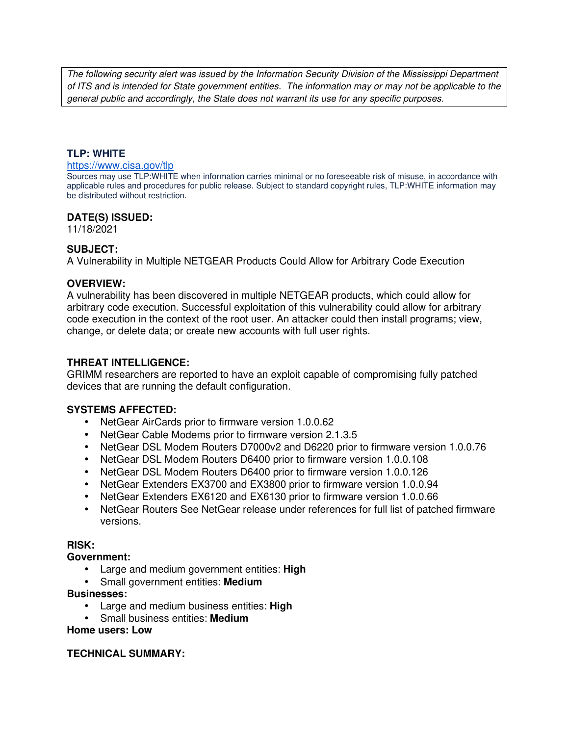*The following security alert was issued by the Information Security Division of the Mississippi Department of ITS and is intended for State government entities. The information may or may not be applicable to the general public and accordingly, the State does not warrant its use for any specific purposes.*

**TLP: WHITE**

https://www.cisa.gov/tlp

Sources may use TLP:WHITE when information carries minimal or no foreseeable risk of misuse, in accordance with applicable rules and procedures for public release. Subject to standard copyright rules, TLP:WHITE information may be distributed without restriction.

**DATE(S) ISSUED:**

11/18/2021

**SUBJECT:**

A Vulnerability in Multiple NETGEAR Products Could Allow for Arbitrary Code Execution

**OVERVIEW:**

A vulnerability has been discovered in multiple NETGEAR products, which could allow for arbitrary code execution. Successful exploitation of this vulnerability could allow for arbitrary code execution in the context of the root user. An attacker could then install programs; view, change, or delete data; or create new accounts with full user rights.

**THREAT INTELLIGENCE:**

GRIMM researchers are reported to have an exploit capable of compromising fully patched devices that are running the default configuration.

**SYSTEMS AFFECTED:**

- NetGear AirCards prior to firmware version 1.0.0.62
- NetGear Cable Modems prior to firmware version 2.1.3.5
- NetGear DSL Modem Routers D7000v2 and D6220 prior to firmware version 1.0.0.76
- NetGear DSL Modem Routers D6400 prior to firmware version 1.0.0.108
- NetGear DSL Modem Routers D6400 prior to firmware version 1.0.0.126
- NetGear Extenders EX3700 and EX3800 prior to firmware version 1.0.0.94
- NetGear Extenders EX6120 and EX6130 prior to firmware version 1.0.0.66
- NetGear Routers See NetGear release under references for full list of patched firmware versions.

**RISK:**

**Government:**

- Large and medium government entities: **High**
- Small government entities: **Medium**

**Businesses:**

- Large and medium business entities: **High**
- Small business entities: **Medium**

**Home users: Low**

**TECHNICAL SUMMARY:**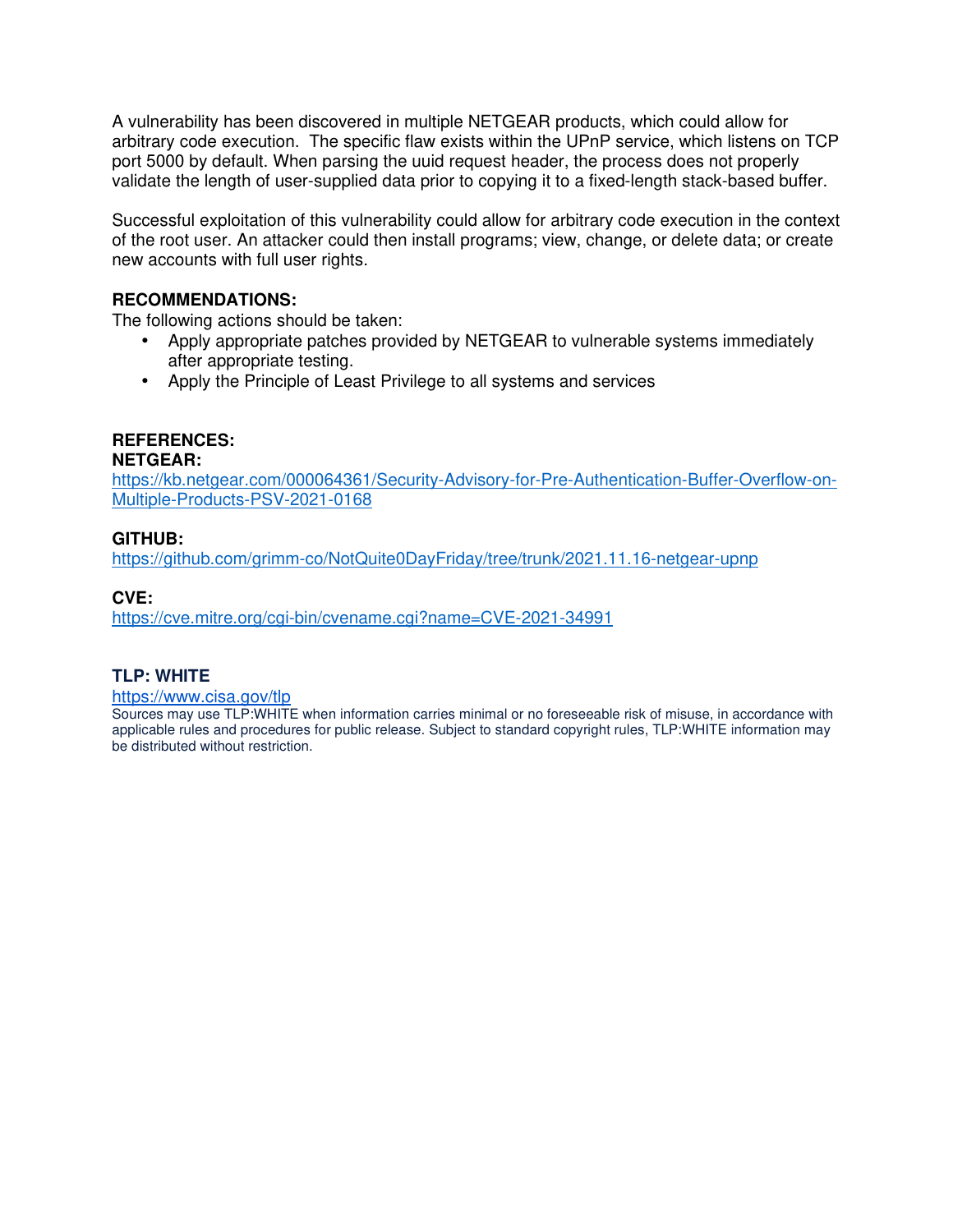A vulnerability has been discovered in multiple NETGEAR products, which could allow for arbitrary code execution. The specific flaw exists within the UPnP service, which listens on TCP port 5000 by default. When parsing the uuid request header, the process does not properly validate the length of user-supplied data prior to copying it to a fixed-length stack-based buffer.

Successful exploitation of this vulnerability could allow for arbitrary code execution in the context of the root user. An attacker could then install programs; view, change, or delete data; or create new accounts with full user rights.

**RECOMMENDATIONS:**

The following actions should be taken:

- Apply appropriate patches provided by NETGEAR to vulnerable systems immediately after appropriate testing.
- Apply the Principle of Least Privilege to all systems and services

**REFERENCES:**

**NETGEAR:**

https://kb.netgear.com/000064361/Security-Advisory-for-Pre-Authentication-Buffer-Overflow-on-Multiple-Products-PSV-2021-0168

**GITHUB:**

https://github.com/grimm-co/NotQuite0DayFriday/tree/trunk/2021.11.16-netgear-upnp

**CVE:**

https://cve.mitre.org/cgi-bin/cvename.cgi?name=CVE-2021-34991

**TLP: WHITE**

https://www.cisa.gov/tlp

Sources may use TLP:WHITE when information carries minimal or no foreseeable risk of misuse, in accordance with applicable rules and procedures for public release. Subject to standard copyright rules, TLP:WHITE information may be distributed without restriction.